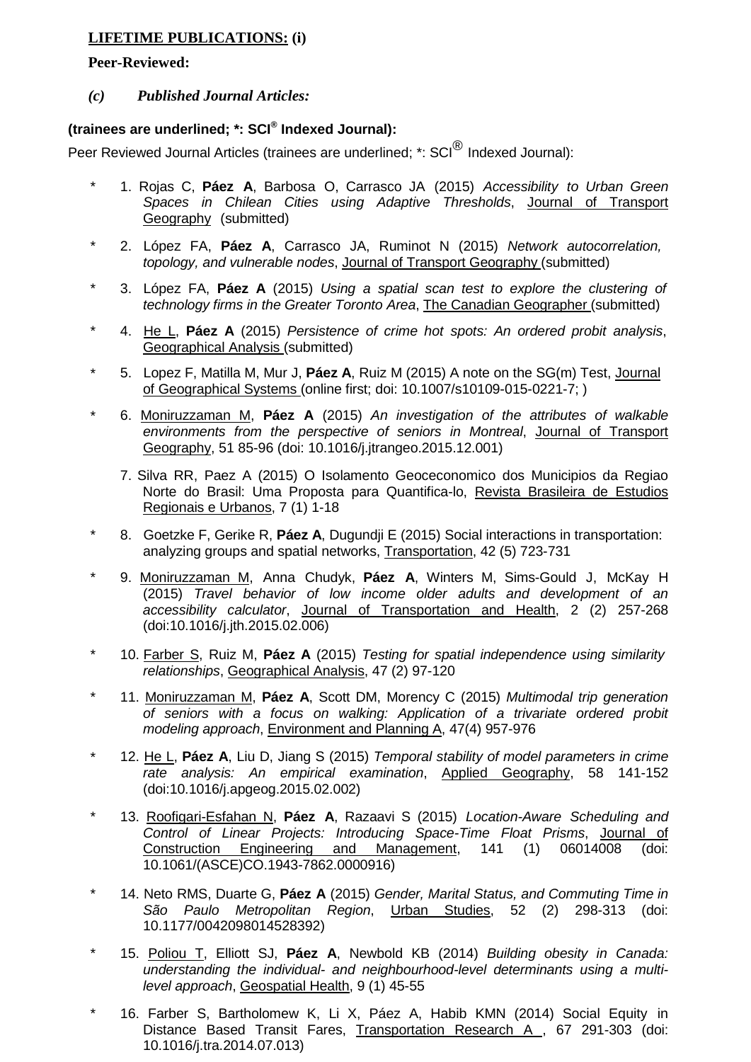**LIFETIME PUBLICATIONS: (i)**

**Peer-Reviewed:**

***(c) Published Journal Articles:***

**(trainees are underlined; *: SCI® Indexed Journal):**

Peer Reviewed Journal Articles (trainees are underlined; *: SCI® Indexed Journal):

\* 1. Rojas C, **Páez A**, Barbosa O, Carrasco JA (2015) *Accessibility to Urban Green Spaces in Chilean Cities using Adaptive Thresholds*, Journal of Transport Geography (submitted)

\* 2. López FA, **Páez A**, Carrasco JA, Ruminot N (2015) *Network autocorrelation, topology, and vulnerable nodes*, Journal of Transport Geography (submitted)

\* 3. López FA, **Páez A** (2015) *Using a spatial scan test to explore the clustering of technology firms in the Greater Toronto Area*, The Canadian Geographer (submitted)

\* 4. He L, **Páez A** (2015) *Persistence of crime hot spots: An ordered probit analysis*, Geographical Analysis (submitted)

\* 5. Lopez F, Matilla M, Mur J, **Páez A**, Ruiz M (2015) A note on the SG(m) Test, Journal of Geographical Systems (online first; doi: 10.1007/s10109-015-0221-7; )

\* 6. Moniruzzaman M, **Páez A** (2015) *An investigation of the attributes of walkable environments from the perspective of seniors in Montreal*, Journal of Transport Geography, 51 85-96 (doi: 10.1016/j.jtrangeo.2015.12.001)

7. Silva RR, Paez A (2015) O Isolamento Geoceconomico dos Municipios da Regiao Norte do Brasil: Uma Proposta para Quantifica-lo, Revista Brasileira de Estudios Regionais e Urbanos, 7 (1) 1-18

\* 8. Goetzke F, Gerike R, **Páez A**, Dugundji E (2015) Social interactions in transportation: analyzing groups and spatial networks, Transportation, 42 (5) 723-731

\* 9. Moniruzzaman M, Anna Chudyk, **Páez A**, Winters M, Sims-Gould J, McKay H (2015) *Travel behavior of low income older adults and development of an accessibility calculator*, Journal of Transportation and Health, 2 (2) 257-268 (doi:10.1016/j.jth.2015.02.006)

\* 10. Farber S, Ruiz M, **Páez A** (2015) *Testing for spatial independence using similarity relationships*, Geographical Analysis, 47 (2) 97-120

\* 11. Moniruzzaman M, **Páez A**, Scott DM, Morency C (2015) *Multimodal trip generation of seniors with a focus on walking: Application of a trivariate ordered probit modeling approach*, Environment and Planning A, 47(4) 957-976

\* 12. He L, **Páez A**, Liu D, Jiang S (2015) *Temporal stability of model parameters in crime rate analysis: An empirical examination*, Applied Geography, 58 141-152 (doi:10.1016/j.apgeog.2015.02.002)

\* 13. Roofigari-Esfahan N, **Páez A**, Razaavi S (2015) *Location-Aware Scheduling and Control of Linear Projects: Introducing Space-Time Float Prisms*, Journal of Construction Engineering and Management, 141 (1) 06014008 (doi: 10.1061/(ASCE)CO.1943-7862.0000916)

\* 14. Neto RMS, Duarte G, **Páez A** (2015) *Gender, Marital Status, and Commuting Time in São Paulo Metropolitan Region*, Urban Studies, 52 (2) 298-313 (doi: 10.1177/0042098014528392)

\* 15. Poliou T, Elliott SJ, **Páez A**, Newbold KB (2014) *Building obesity in Canada: understanding the individual- and neighbourhood-level determinants using a multi-level approach*, Geospatial Health, 9 (1) 45-55

\* 16. Farber S, Bartholomew K, Li X, Páez A, Habib KMN (2014) Social Equity in Distance Based Transit Fares, Transportation Research A , 67 291-303 (doi: 10.1016/j.tra.2014.07.013)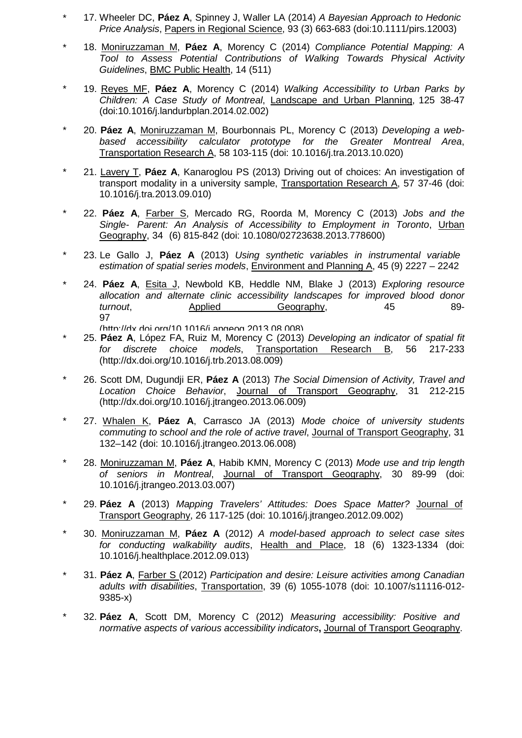\* 17. Wheeler DC, **Páez A**, Spinney J, Waller LA (2014) *A Bayesian Approach to Hedonic Price Analysis*, Papers in Regional Science, 93 (3) 663-683 (doi:10.1111/pirs.12003)

\* 18. Moniruzzaman M, **Páez A**, Morency C (2014) *Compliance Potential Mapping: A Tool to Assess Potential Contributions of Walking Towards Physical Activity Guidelines*, BMC Public Health, 14 (511)

\* 19. Reyes MF, **Páez A**, Morency C (2014) *Walking Accessibility to Urban Parks by Children: A Case Study of Montreal*, Landscape and Urban Planning, 125 38-47 (doi:10.1016/j.landurbplan.2014.02.002)

\* 20. **Páez A**, Moniruzzaman M, Bourbonnais PL, Morency C (2013) *Developing a web-based accessibility calculator prototype for the Greater Montreal Area*, Transportation Research A, 58 103-115 (doi: 10.1016/j.tra.2013.10.020)

\* 21. Lavery T, **Páez A**, Kanaroglou PS (2013) Driving out of choices: An investigation of transport modality in a university sample, Transportation Research A, 57 37-46 (doi: 10.1016/j.tra.2013.09.010)

\* 22. **Páez A**, Farber S, Mercado RG, Roorda M, Morency C (2013) *Jobs and the Single- Parent: An Analysis of Accessibility to Employment in Toronto*, Urban Geography, 34 (6) 815-842 (doi: 10.1080/02723638.2013.778600)

\* 23. Le Gallo J, **Páez A** (2013) *Using synthetic variables in instrumental variable estimation of spatial series models*, Environment and Planning A, 45 (9) 2227 – 2242

\* 24. **Páez A**, Esita J, Newbold KB, Heddle NM, Blake J (2013) *Exploring resource allocation and alternate clinic accessibility landscapes for improved blood donor turnout*, Applied Geography, 45 89-97 (http://dx.doi.org/10.1016/j.apgeog.2013.08.008)

\* 25. **Páez A**, López FA, Ruiz M, Morency C (2013) *Developing an indicator of spatial fit for discrete choice models*, Transportation Research B, 56 217-233 (http://dx.doi.org/10.1016/j.trb.2013.08.009)

\* 26. Scott DM, Dugundji ER, **Páez A** (2013) *The Social Dimension of Activity, Travel and Location Choice Behavior*, Journal of Transport Geography, 31 212-215 (http://dx.doi.org/10.1016/j.jtrangeo.2013.06.009)

\* 27. Whalen K, **Páez A**, Carrasco JA (2013) *Mode choice of university students commuting to school and the role of active travel*, Journal of Transport Geography, 31 132–142 (doi: 10.1016/j.jtrangeo.2013.06.008)

\* 28. Moniruzzaman M, **Páez A**, Habib KMN, Morency C (2013) *Mode use and trip length of seniors in Montreal*, Journal of Transport Geography, 30 89-99 (doi: 10.1016/j.jtrangeo.2013.03.007)

\* 29. **Páez A** (2013) *Mapping Travelers' Attitudes: Does Space Matter?* Journal of Transport Geography, 26 117-125 (doi: 10.1016/j.jtrangeo.2012.09.002)

\* 30. Moniruzzaman M, **Páez A** (2012) *A model-based approach to select case sites for conducting walkability audits*, Health and Place, 18 (6) 1323-1334 (doi: 10.1016/j.healthplace.2012.09.013)

\* 31. **Páez A**, Farber S (2012) *Participation and desire: Leisure activities among Canadian adults with disabilities*, Transportation, 39 (6) 1055-1078 (doi: 10.1007/s11116-012-9385-x)

\* 32. **Páez A**, Scott DM, Morency C (2012) *Measuring accessibility: Positive and normative aspects of various accessibility indicators*, Journal of Transport Geography.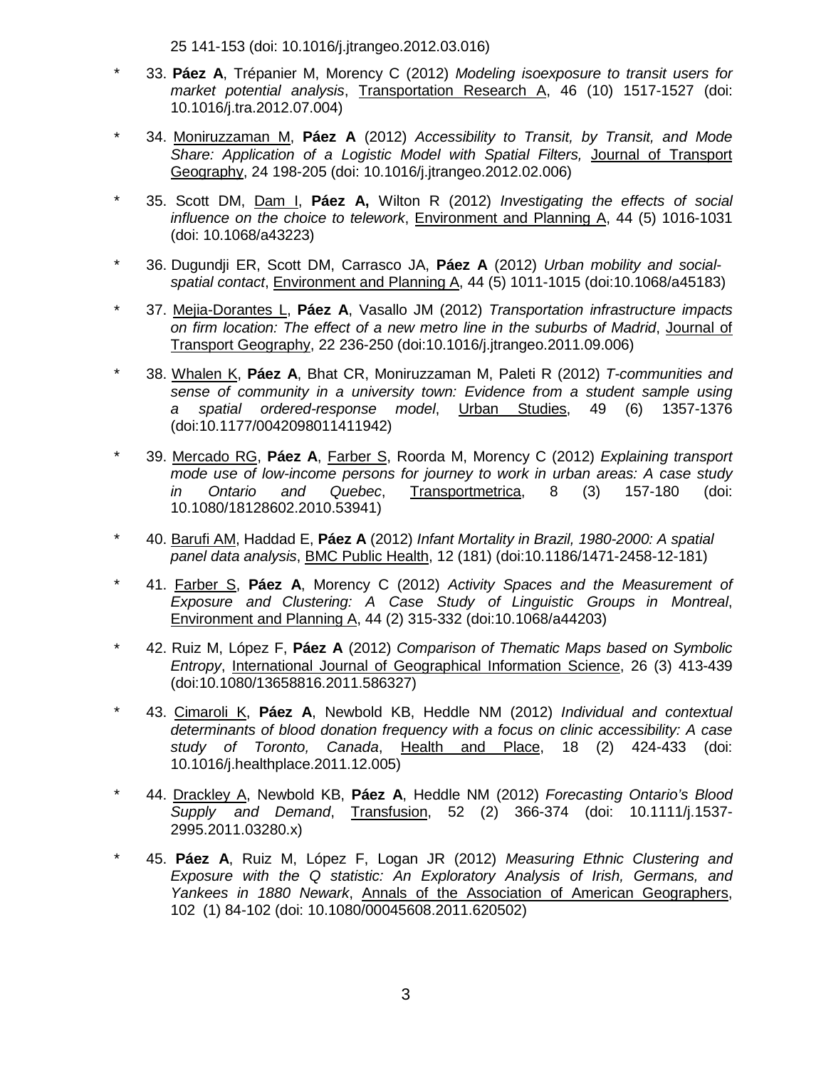25 141-153 (doi: 10.1016/j.jtrangeo.2012.03.016)

\* 33. **Páez A**, Trépanier M, Morency C (2012) *Modeling isoexposure to transit users for market potential analysis*, <u>Transportation Research A</u>, 46 (10) 1517-1527 (doi: 10.1016/j.tra.2012.07.004)

\* 34. <u>Moniruzzaman M</u>, **Páez A** (2012) *Accessibility to Transit, by Transit, and Mode Share: Application of a Logistic Model with Spatial Filters,* <u>Journal of Transport Geography</u>, 24 198-205 (doi: 10.1016/j.jtrangeo.2012.02.006)

\* 35. Scott DM, <u>Dam I</u>, **Páez A,** Wilton R (2012) *Investigating the effects of social influence on the choice to telework*, <u>Environment and Planning A</u>, 44 (5) 1016-1031 (doi: 10.1068/a43223)

\* 36. Dugundji ER, Scott DM, Carrasco JA, **Páez A** (2012) *Urban mobility and social-spatial contact*, <u>Environment and Planning A</u>, 44 (5) 1011-1015 (doi:10.1068/a45183)

\* 37. <u>Mejia-Dorantes L</u>, **Páez A**, Vasallo JM (2012) *Transportation infrastructure impacts on firm location: The effect of a new metro line in the suburbs of Madrid*, <u>Journal of Transport Geography</u>, 22 236-250 (doi:10.1016/j.jtrangeo.2011.09.006)

\* 38. <u>Whalen K</u>, **Páez A**, Bhat CR, Moniruzzaman M, Paleti R (2012) *T-communities and sense of community in a university town: Evidence from a student sample using a spatial ordered-response model*, <u>Urban Studies</u>, 49 (6) 1357-1376 (doi:10.1177/0042098011411942)

\* 39. <u>Mercado RG</u>, **Páez A**, <u>Farber S</u>, Roorda M, Morency C (2012) *Explaining transport mode use of low-income persons for journey to work in urban areas: A case study in Ontario and Quebec*, <u>Transportmetrica</u>, 8 (3) 157-180 (doi: 10.1080/18128602.2010.53941)

\* 40. <u>Barufi AM</u>, Haddad E, **Páez A** (2012) *Infant Mortality in Brazil, 1980-2000: A spatial panel data analysis*, <u>BMC Public Health</u>, 12 (181) (doi:10.1186/1471-2458-12-181)

\* 41. <u>Farber S</u>, **Páez A**, Morency C (2012) *Activity Spaces and the Measurement of Exposure and Clustering: A Case Study of Linguistic Groups in Montreal*, <u>Environment and Planning A</u>, 44 (2) 315-332 (doi:10.1068/a44203)

\* 42. Ruiz M, López F, **Páez A** (2012) *Comparison of Thematic Maps based on Symbolic Entropy*, <u>International Journal of Geographical Information Science</u>, 26 (3) 413-439 (doi:10.1080/13658816.2011.586327)

\* 43. <u>Cimaroli K</u>, **Páez A**, Newbold KB, Heddle NM (2012) *Individual and contextual determinants of blood donation frequency with a focus on clinic accessibility: A case study of Toronto, Canada*, <u>Health and Place</u>, 18 (2) 424-433 (doi: 10.1016/j.healthplace.2011.12.005)

\* 44. <u>Drackley A</u>, Newbold KB, **Páez A**, Heddle NM (2012) *Forecasting Ontario's Blood Supply and Demand*, <u>Transfusion</u>, 52 (2) 366-374 (doi: 10.1111/j.1537-2995.2011.03280.x)

\* 45. **Páez A**, Ruiz M, López F, Logan JR (2012) *Measuring Ethnic Clustering and Exposure with the Q statistic: An Exploratory Analysis of Irish, Germans, and Yankees in 1880 Newark*, <u>Annals of the Association of American Geographers</u>, 102 (1) 84-102 (doi: 10.1080/00045608.2011.620502)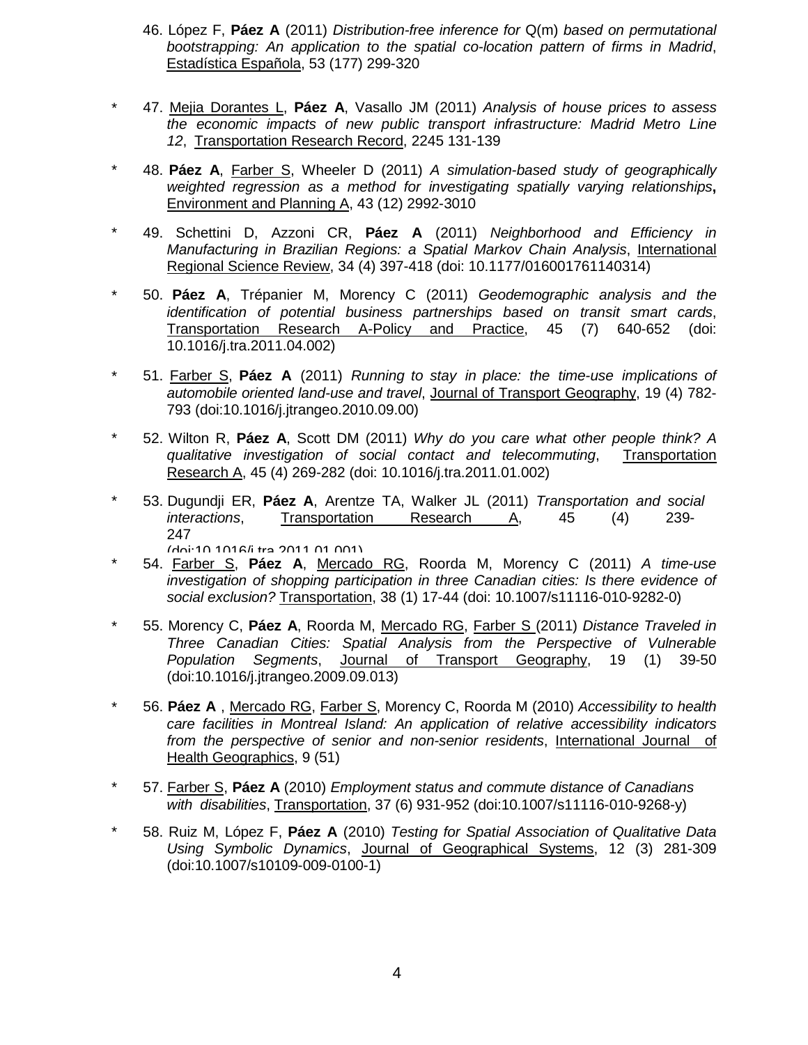46. López F, **Páez A** (2011) *Distribution-free inference for* Q(m) *based on permutational bootstrapping: An application to the spatial co-location pattern of firms in Madrid*, Estadística Española, 53 (177) 299-320

\* 47. Mejia Dorantes L, **Páez A**, Vasallo JM (2011) *Analysis of house prices to assess the economic impacts of new public transport infrastructure: Madrid Metro Line 12*, Transportation Research Record, 2245 131-139

\* 48. **Páez A**, Farber S, Wheeler D (2011) *A simulation-based study of geographically weighted regression as a method for investigating spatially varying relationships***,** Environment and Planning A, 43 (12) 2992-3010

\* 49. Schettini D, Azzoni CR, **Páez A** (2011) *Neighborhood and Efficiency in Manufacturing in Brazilian Regions: a Spatial Markov Chain Analysis*, International Regional Science Review, 34 (4) 397-418 (doi: 10.1177/016001761140314)

\* 50. **Páez A**, Trépanier M, Morency C (2011) *Geodemographic analysis and the identification of potential business partnerships based on transit smart cards*, Transportation Research A-Policy and Practice, 45 (7) 640-652 (doi: 10.1016/j.tra.2011.04.002)

\* 51. Farber S, **Páez A** (2011) *Running to stay in place: the time-use implications of automobile oriented land-use and travel*, Journal of Transport Geography, 19 (4) 782-793 (doi:10.1016/j.jtrangeo.2010.09.00)

\* 52. Wilton R, **Páez A**, Scott DM (2011) *Why do you care what other people think? A qualitative investigation of social contact and telecommuting*, Transportation Research A, 45 (4) 269-282 (doi: 10.1016/j.tra.2011.01.002)

\* 53. Dugundji ER, **Páez A**, Arentze TA, Walker JL (2011) *Transportation and social interactions*, Transportation Research A, 45 (4) 239-247 (doi:10.1016/j.tra.2011.01.001)

\* 54. Farber S, **Páez A**, Mercado RG, Roorda M, Morency C (2011) *A time-use investigation of shopping participation in three Canadian cities: Is there evidence of social exclusion?* Transportation, 38 (1) 17-44 (doi: 10.1007/s11116-010-9282-0)

\* 55. Morency C, **Páez A**, Roorda M, Mercado RG, Farber S (2011) *Distance Traveled in Three Canadian Cities: Spatial Analysis from the Perspective of Vulnerable Population Segments*, Journal of Transport Geography, 19 (1) 39-50 (doi:10.1016/j.jtrangeo.2009.09.013)

\* 56. **Páez A** , Mercado RG, Farber S, Morency C, Roorda M (2010) *Accessibility to health care facilities in Montreal Island: An application of relative accessibility indicators from the perspective of senior and non-senior residents*, International Journal of Health Geographics, 9 (51)

\* 57. Farber S, **Páez A** (2010) *Employment status and commute distance of Canadians with disabilities*, Transportation, 37 (6) 931-952 (doi:10.1007/s11116-010-9268-y)

\* 58. Ruiz M, López F, **Páez A** (2010) *Testing for Spatial Association of Qualitative Data Using Symbolic Dynamics*, Journal of Geographical Systems, 12 (3) 281-309 (doi:10.1007/s10109-009-0100-1)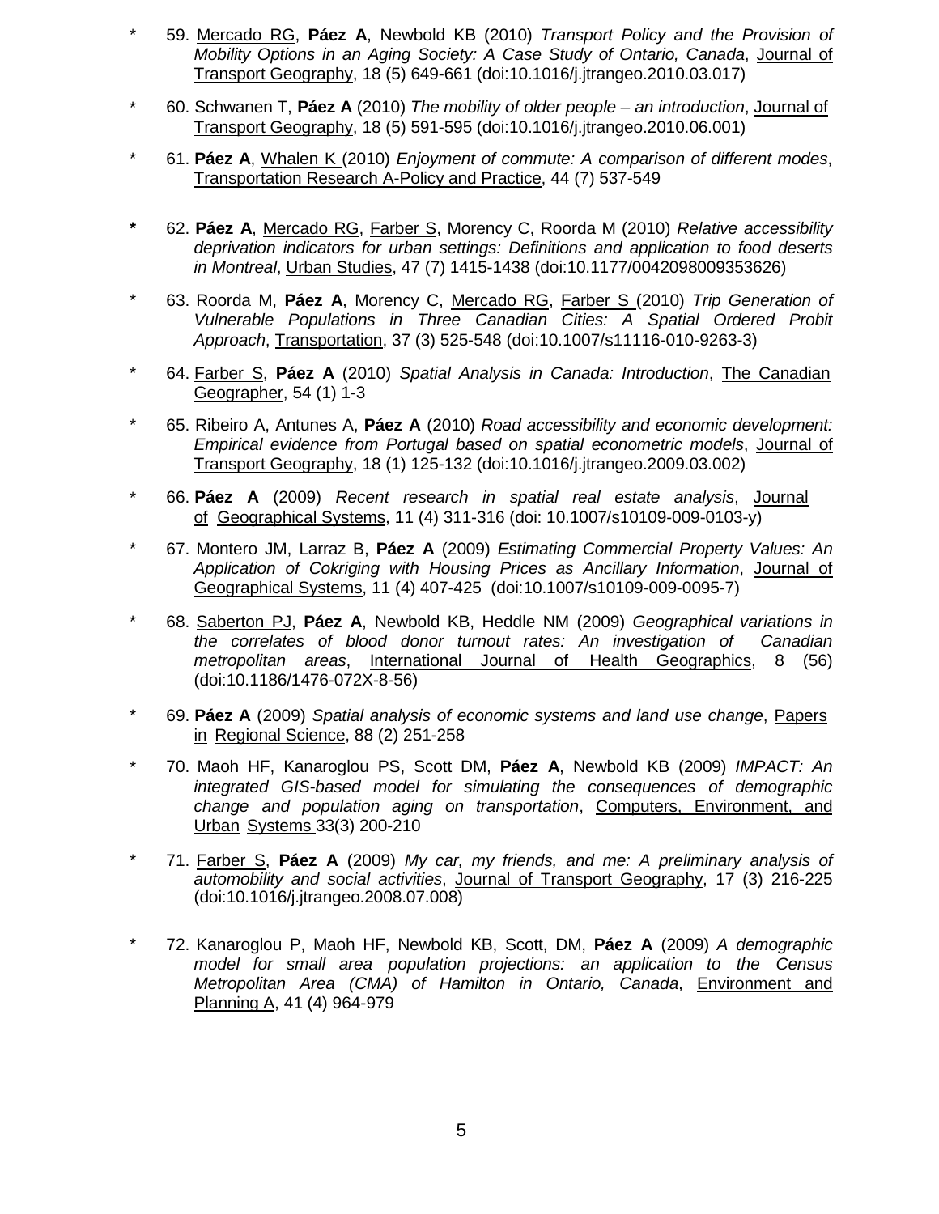\* 59. Mercado RG, **Páez A**, Newbold KB (2010) *Transport Policy and the Provision of Mobility Options in an Aging Society: A Case Study of Ontario, Canada*, Journal of Transport Geography, 18 (5) 649-661 (doi:10.1016/j.jtrangeo.2010.03.017)

\* 60. Schwanen T, **Páez A** (2010) *The mobility of older people – an introduction*, Journal of Transport Geography, 18 (5) 591-595 (doi:10.1016/j.jtrangeo.2010.06.001)

\* 61. **Páez A**, Whalen K (2010) *Enjoyment of commute: A comparison of different modes*, Transportation Research A-Policy and Practice, 44 (7) 537-549

**\*** 62. **Páez A**, Mercado RG, Farber S, Morency C, Roorda M (2010) *Relative accessibility deprivation indicators for urban settings: Definitions and application to food deserts in Montreal*, Urban Studies, 47 (7) 1415-1438 (doi:10.1177/0042098009353626)

\* 63. Roorda M, **Páez A**, Morency C, Mercado RG, Farber S (2010) *Trip Generation of Vulnerable Populations in Three Canadian Cities: A Spatial Ordered Probit Approach*, Transportation, 37 (3) 525-548 (doi:10.1007/s11116-010-9263-3)

\* 64. Farber S, **Páez A** (2010) *Spatial Analysis in Canada: Introduction*, The Canadian Geographer, 54 (1) 1-3

\* 65. Ribeiro A, Antunes A, **Páez A** (2010) *Road accessibility and economic development: Empirical evidence from Portugal based on spatial econometric models*, Journal of Transport Geography, 18 (1) 125-132 (doi:10.1016/j.jtrangeo.2009.03.002)

\* 66. **Páez A** (2009) *Recent research in spatial real estate analysis*, Journal of Geographical Systems, 11 (4) 311-316 (doi: 10.1007/s10109-009-0103-y)

\* 67. Montero JM, Larraz B, **Páez A** (2009) *Estimating Commercial Property Values: An Application of Cokriging with Housing Prices as Ancillary Information*, Journal of Geographical Systems, 11 (4) 407-425 (doi:10.1007/s10109-009-0095-7)

\* 68. Saberton PJ, **Páez A**, Newbold KB, Heddle NM (2009) *Geographical variations in the correlates of blood donor turnout rates: An investigation of Canadian metropolitan areas*, International Journal of Health Geographics, 8 (56) (doi:10.1186/1476-072X-8-56)

\* 69. **Páez A** (2009) *Spatial analysis of economic systems and land use change*, Papers in Regional Science, 88 (2) 251-258

\* 70. Maoh HF, Kanaroglou PS, Scott DM, **Páez A**, Newbold KB (2009) *IMPACT: An integrated GIS-based model for simulating the consequences of demographic change and population aging on transportation*, Computers, Environment, and Urban Systems 33(3) 200-210

\* 71. Farber S, **Páez A** (2009) *My car, my friends, and me: A preliminary analysis of automobility and social activities*, Journal of Transport Geography, 17 (3) 216-225 (doi:10.1016/j.jtrangeo.2008.07.008)

\* 72. Kanaroglou P, Maoh HF, Newbold KB, Scott, DM, **Páez A** (2009) *A demographic model for small area population projections: an application to the Census Metropolitan Area (CMA) of Hamilton in Ontario, Canada*, Environment and Planning A, 41 (4) 964-979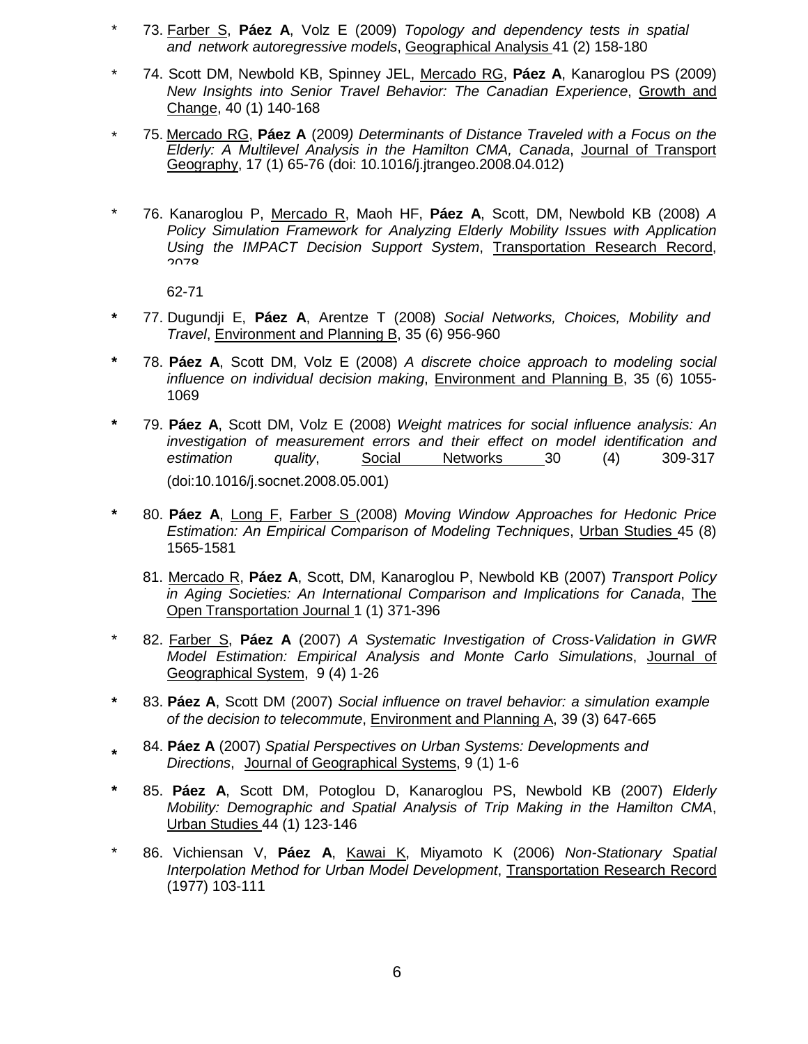\* 73. <u>Farber S</u>, **Páez A**, Volz E (2009) *Topology and dependency tests in spatial and network autoregressive models*, <u>Geographical Analysis</u> 41 (2) 158-180

\* 74. Scott DM, Newbold KB, Spinney JEL, <u>Mercado RG</u>, **Páez A**, Kanaroglou PS (2009) *New Insights into Senior Travel Behavior: The Canadian Experience*, <u>Growth and Change</u>, 40 (1) 140-168

\* 75. <u>Mercado RG</u>, **Páez A** (2009*) Determinants of Distance Traveled with a Focus on the Elderly: A Multilevel Analysis in the Hamilton CMA, Canada*, <u>Journal of Transport Geography</u>, 17 (1) 65-76 (doi: 10.1016/j.jtrangeo.2008.04.012)

\* 76. Kanaroglou P, <u>Mercado R</u>, Maoh HF, **Páez A**, Scott, DM, Newbold KB (2008) *A Policy Simulation Framework for Analyzing Elderly Mobility Issues with Application Using the IMPACT Decision Support System*, <u>Transportation Research Record</u>, 2078 62-71

\* 77. Dugundji E, **Páez A**, Arentze T (2008) *Social Networks, Choices, Mobility and Travel*, <u>Environment and Planning B</u>, 35 (6) 956-960

\* 78. **Páez A**, Scott DM, Volz E (2008) *A discrete choice approach to modeling social influence on individual decision making*, <u>Environment and Planning B</u>, 35 (6) 1055-1069

\* 79. **Páez A**, Scott DM, Volz E (2008) *Weight matrices for social influence analysis: An investigation of measurement errors and their effect on model identification and estimation quality*, <u>Social Networks</u> 30 (4) 309-317 (doi:10.1016/j.socnet.2008.05.001)

\* 80. **Páez A**, <u>Long F</u>, <u>Farber S</u> (2008) *Moving Window Approaches for Hedonic Price Estimation: An Empirical Comparison of Modeling Techniques*, <u>Urban Studies</u> 45 (8) 1565-1581

81. <u>Mercado R</u>, **Páez A**, Scott, DM, Kanaroglou P, Newbold KB (2007) *Transport Policy in Aging Societies: An International Comparison and Implications for Canada*, <u>The Open Transportation Journal</u> 1 (1) 371-396

\* 82. <u>Farber S</u>, **Páez A** (2007) *A Systematic Investigation of Cross-Validation in GWR Model Estimation: Empirical Analysis and Monte Carlo Simulations*, <u>Journal of Geographical System</u>, 9 (4) 1-26

\* 83. **Páez A**, Scott DM (2007) *Social influence on travel behavior: a simulation example of the decision to telecommute*, <u>Environment and Planning A</u>, 39 (3) 647-665

\* 84. **Páez A** (2007) *Spatial Perspectives on Urban Systems: Developments and Directions*, <u>Journal of Geographical Systems</u>, 9 (1) 1-6

\* 85. **Páez A**, Scott DM, Potoglou D, Kanaroglou PS, Newbold KB (2007) *Elderly Mobility: Demographic and Spatial Analysis of Trip Making in the Hamilton CMA*, <u>Urban Studies</u> 44 (1) 123-146

\* 86. Vichiensan V, **Páez A**, <u>Kawai K</u>, Miyamoto K (2006) *Non-Stationary Spatial Interpolation Method for Urban Model Development*, <u>Transportation Research Record</u> (1977) 103-111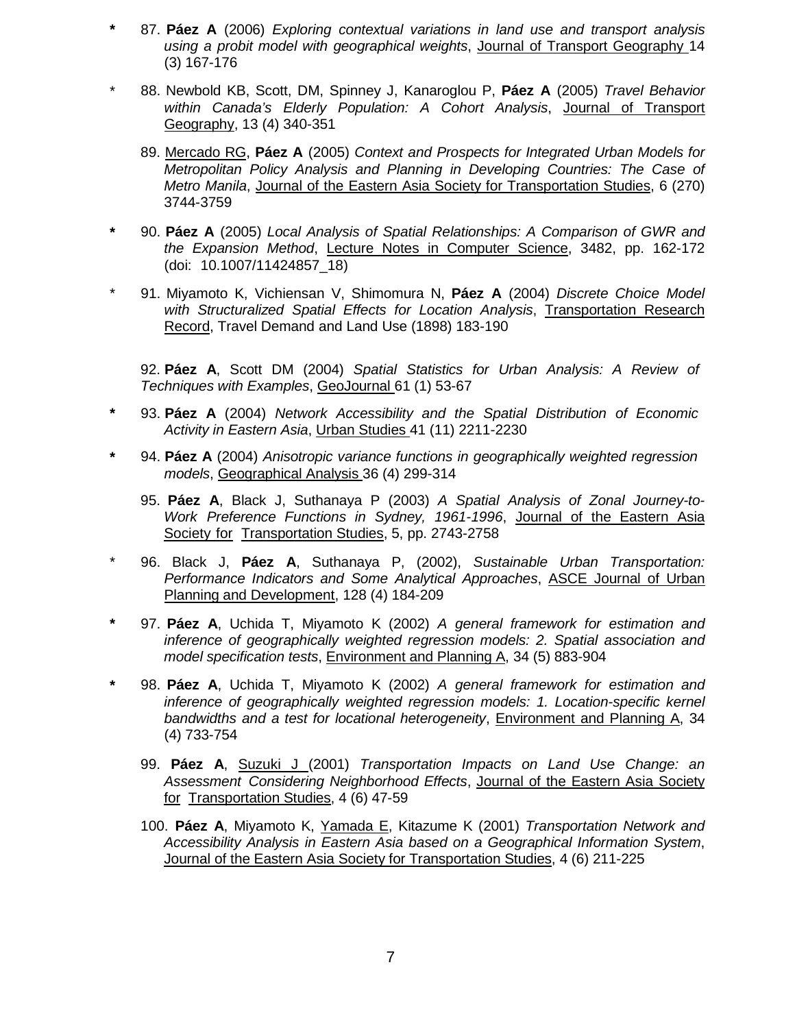\* 87. **Páez A** (2006) *Exploring contextual variations in land use and transport analysis using a probit model with geographical weights*, Journal of Transport Geography 14 (3) 167-176

\* 88. Newbold KB, Scott, DM, Spinney J, Kanaroglou P, **Páez A** (2005) *Travel Behavior within Canada's Elderly Population: A Cohort Analysis*, Journal of Transport Geography, 13 (4) 340-351

89. Mercado RG, **Páez A** (2005) *Context and Prospects for Integrated Urban Models for Metropolitan Policy Analysis and Planning in Developing Countries: The Case of Metro Manila*, Journal of the Eastern Asia Society for Transportation Studies, 6 (270) 3744-3759

\* 90. **Páez A** (2005) *Local Analysis of Spatial Relationships: A Comparison of GWR and the Expansion Method*, Lecture Notes in Computer Science, 3482, pp. 162-172 (doi: 10.1007/11424857_18)

\* 91. Miyamoto K, Vichiensan V, Shimomura N, **Páez A** (2004) *Discrete Choice Model with Structuralized Spatial Effects for Location Analysis*, Transportation Research Record, Travel Demand and Land Use (1898) 183-190

92. **Páez A**, Scott DM (2004) *Spatial Statistics for Urban Analysis: A Review of Techniques with Examples*, GeoJournal 61 (1) 53-67

\* 93. **Páez A** (2004) *Network Accessibility and the Spatial Distribution of Economic Activity in Eastern Asia*, Urban Studies 41 (11) 2211-2230

\* 94. **Páez A** (2004) *Anisotropic variance functions in geographically weighted regression models*, Geographical Analysis 36 (4) 299-314

95. **Páez A**, Black J, Suthanaya P (2003) *A Spatial Analysis of Zonal Journey-to-Work Preference Functions in Sydney, 1961-1996*, Journal of the Eastern Asia Society for Transportation Studies, 5, pp. 2743-2758

\* 96. Black J, **Páez A**, Suthanaya P, (2002), *Sustainable Urban Transportation: Performance Indicators and Some Analytical Approaches*, ASCE Journal of Urban Planning and Development, 128 (4) 184-209

\* 97. **Páez A**, Uchida T, Miyamoto K (2002) *A general framework for estimation and inference of geographically weighted regression models: 2. Spatial association and model specification tests*, Environment and Planning A, 34 (5) 883-904

\* 98. **Páez A**, Uchida T, Miyamoto K (2002) *A general framework for estimation and inference of geographically weighted regression models: 1. Location-specific kernel bandwidths and a test for locational heterogeneity*, Environment and Planning A, 34 (4) 733-754

99. **Páez A**, Suzuki J (2001) *Transportation Impacts on Land Use Change: an Assessment Considering Neighborhood Effects*, Journal of the Eastern Asia Society for Transportation Studies, 4 (6) 47-59

100. **Páez A**, Miyamoto K, Yamada E, Kitazume K (2001) *Transportation Network and Accessibility Analysis in Eastern Asia based on a Geographical Information System*, Journal of the Eastern Asia Society for Transportation Studies, 4 (6) 211-225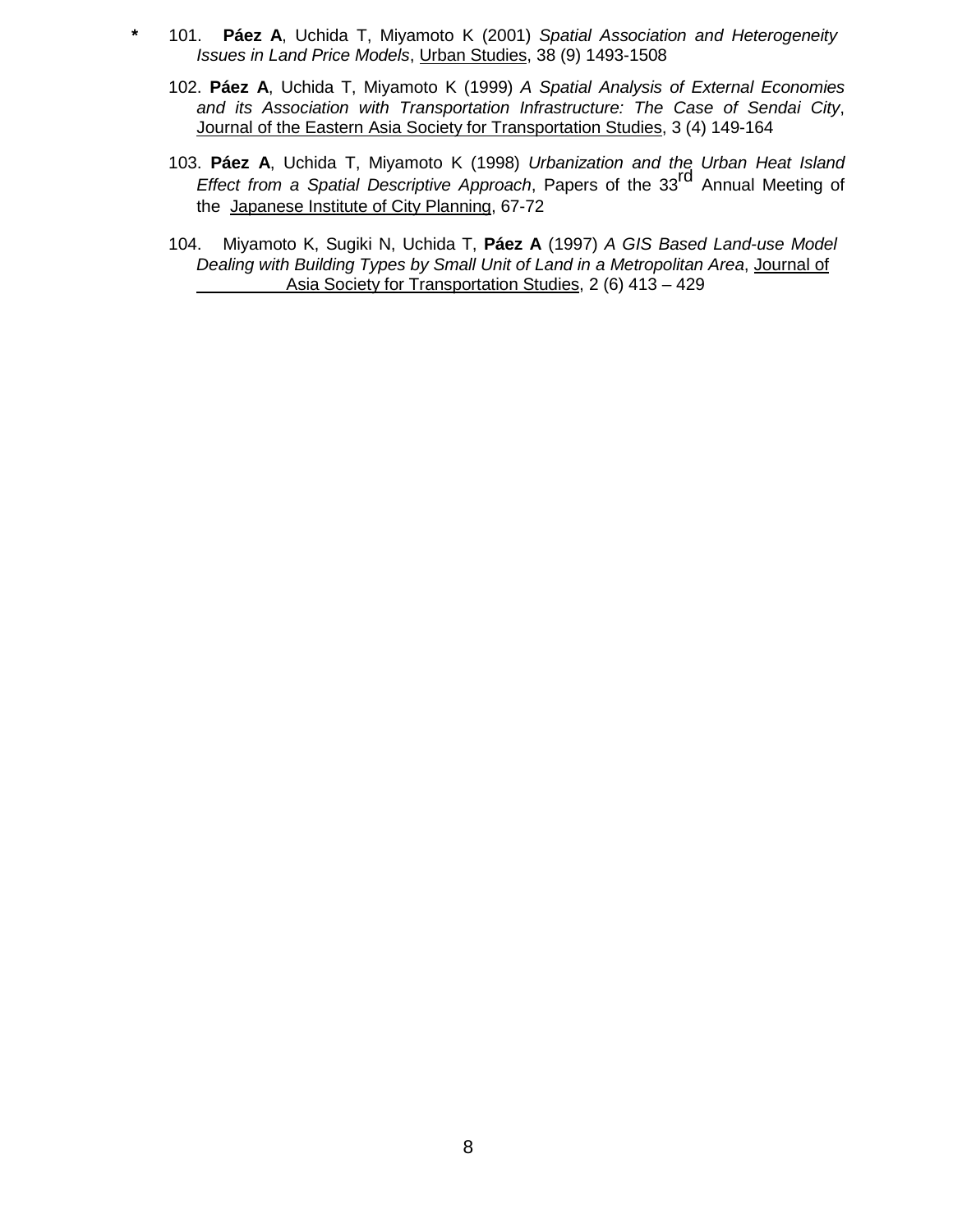\* 101. **Páez A**, Uchida T, Miyamoto K (2001) *Spatial Association and Heterogeneity Issues in Land Price Models*, Urban Studies, 38 (9) 1493-1508

102. **Páez A**, Uchida T, Miyamoto K (1999) *A Spatial Analysis of External Economies and its Association with Transportation Infrastructure: The Case of Sendai City*, Journal of the Eastern Asia Society for Transportation Studies, 3 (4) 149-164

103. **Páez A**, Uchida T, Miyamoto K (1998) *Urbanization and the Urban Heat Island Effect from a Spatial Descriptive Approach*, Papers of the 33rd Annual Meeting of the Japanese Institute of City Planning, 67-72

104. Miyamoto K, Sugiki N, Uchida T, **Páez A** (1997) *A GIS Based Land-use Model Dealing with Building Types by Small Unit of Land in a Metropolitan Area*, Journal of Asia Society for Transportation Studies, 2 (6) 413 – 429